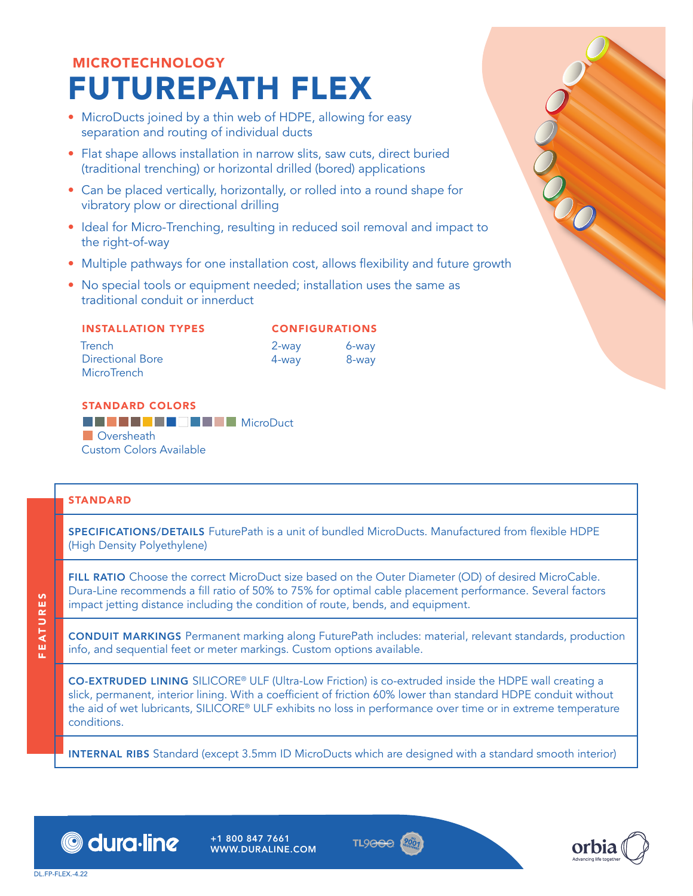MICROTECHNOLOGY

# FUTUREPATH FLEX

- MicroDucts joined by a thin web of HDPE, allowing for easy separation and routing of individual ducts
- Flat shape allows installation in narrow slits, saw cuts, direct buried (traditional trenching) or horizontal drilled (bored) applications
- Can be placed vertically, horizontally, or rolled into a round shape for vibratory plow or directional drilling
- Ideal for Micro-Trenching, resulting in reduced soil removal and impact to the right-of-way
- Multiple pathways for one installation cost, allows flexibility and future growth
- No special tools or equipment needed; installation uses the same as traditional conduit or innerduct

### INSTALLATION TYPES

Trench
Directional Bore
MicroTrench

### CONFIGURATIONS

| | |
|---|---|
| 2-way | 6-way |
| 4-way | 8-way |

### STANDARD COLORS

MicroDuct
Oversheath
Custom Colors Available

## FEATURES

### STANDARD

**SPECIFICATIONS/DETAILS** FuturePath is a unit of bundled MicroDucts. Manufactured from flexible HDPE (High Density Polyethylene)

**FILL RATIO** Choose the correct MicroDuct size based on the Outer Diameter (OD) of desired MicroCable. Dura-Line recommends a fill ratio of 50% to 75% for optimal cable placement performance. Several factors impact jetting distance including the condition of route, bends, and equipment.

**CONDUIT MARKINGS** Permanent marking along FuturePath includes: material, relevant standards, production info, and sequential feet or meter markings. Custom options available.

**CO-EXTRUDED LINING** SILICORE® ULF (Ultra-Low Friction) is co-extruded inside the HDPE wall creating a slick, permanent, interior lining. With a coefficient of friction 60% lower than standard HDPE conduit without the aid of wet lubricants, SILICORE® ULF exhibits no loss in performance over time or in extreme temperature conditions.

**INTERNAL RIBS** Standard (except 3.5mm ID MicroDucts which are designed with a standard smooth interior)

dura·line +1 800 847 7661 WWW.DURALINE.COM

DL.FP-FLEX.-4.22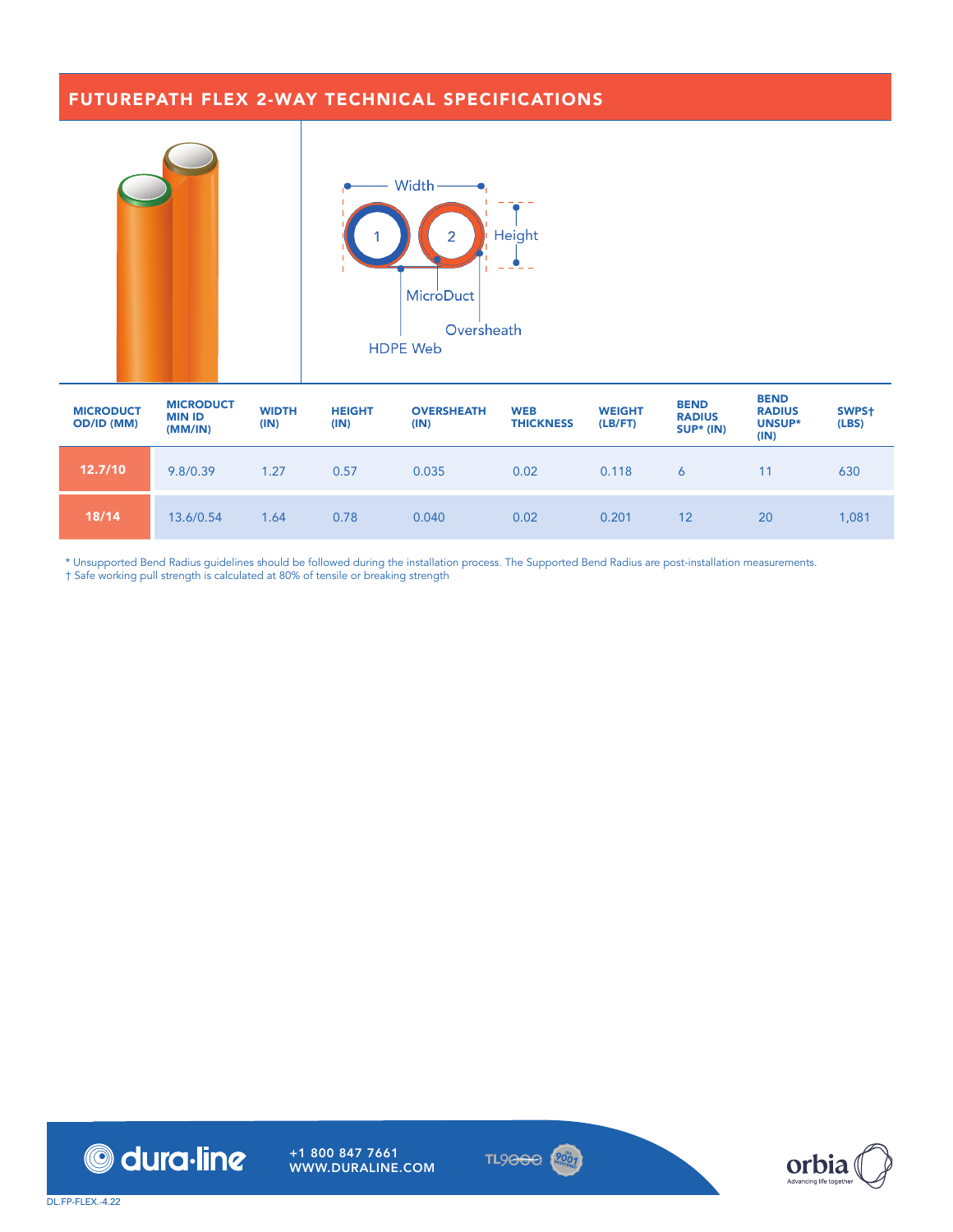## FUTUREPATH FLEX 2-WAY TECHNICAL SPECIFICATIONS

Width

Height

MicroDuct

Oversheath

HDPE Web

| MICRODUCT OD/ID (MM) | MICRODUCT MIN ID (MM/IN) | WIDTH (IN) | HEIGHT (IN) | OVERSHEATH (IN) | WEB THICKNESS | WEIGHT (LB/FT) | BEND RADIUS SUP* (IN) | BEND RADIUS UNSUP* (IN) | SWPS† (LBS) |
|---|---|---|---|---|---|---|---|---|---|
| **12.7/10** | 9.8/0.39 | 1.27 | 0.57 | 0.035 | 0.02 | 0.118 | 6 | 11 | 630 |
| **18/14** | 13.6/0.54 | 1.64 | 0.78 | 0.040 | 0.02 | 0.201 | 12 | 20 | 1,081 |

* Unsupported Bend Radius guidelines should be followed during the installation process. The Supported Bend Radius are post-installation measurements.
† Safe working pull strength is calculated at 80% of tensile or breaking strength

+1 800 847 7661
WWW.DURALINE.COM

DL.FP-FLEX.-4.22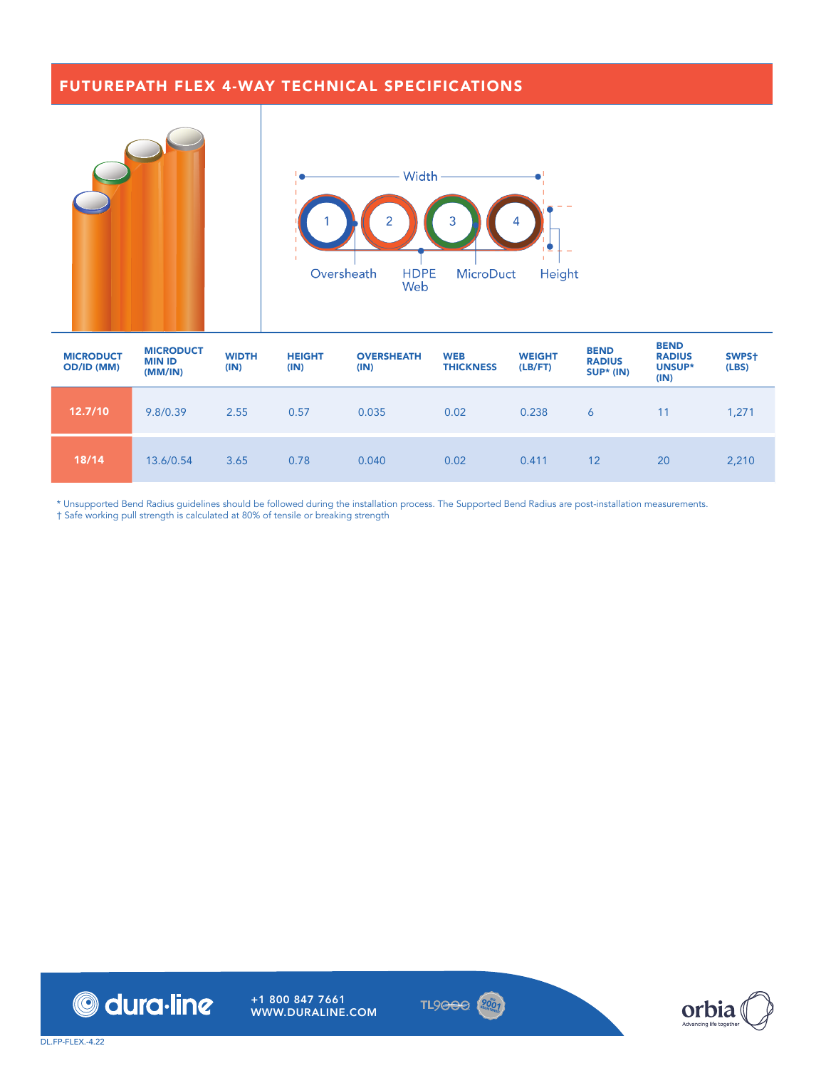## FUTUREPATH FLEX 4-WAY TECHNICAL SPECIFICATIONS

Width

Oversheath HDPE Web MicroDuct Height

| MICRODUCT OD/ID (MM) | MICRODUCT MIN ID (MM/IN) | WIDTH (IN) | HEIGHT (IN) | OVERSHEATH (IN) | WEB THICKNESS | WEIGHT (LB/FT) | BEND RADIUS SUP* (IN) | BEND RADIUS UNSUP* (IN) | SWPS† (LBS) |
|---|---|---|---|---|---|---|---|---|---|
| **12.7/10** | 9.8/0.39 | 2.55 | 0.57 | 0.035 | 0.02 | 0.238 | 6 | 11 | 1,271 |
| **18/14** | 13.6/0.54 | 3.65 | 0.78 | 0.040 | 0.02 | 0.411 | 12 | 20 | 2,210 |

* Unsupported Bend Radius guidelines should be followed during the installation process. The Supported Bend Radius are post-installation measurements.
† Safe working pull strength is calculated at 80% of tensile or breaking strength

dura·line +1 800 847 7661 WWW.DURALINE.COM

orbia Advancing life together

DL.FP-FLEX.-4.22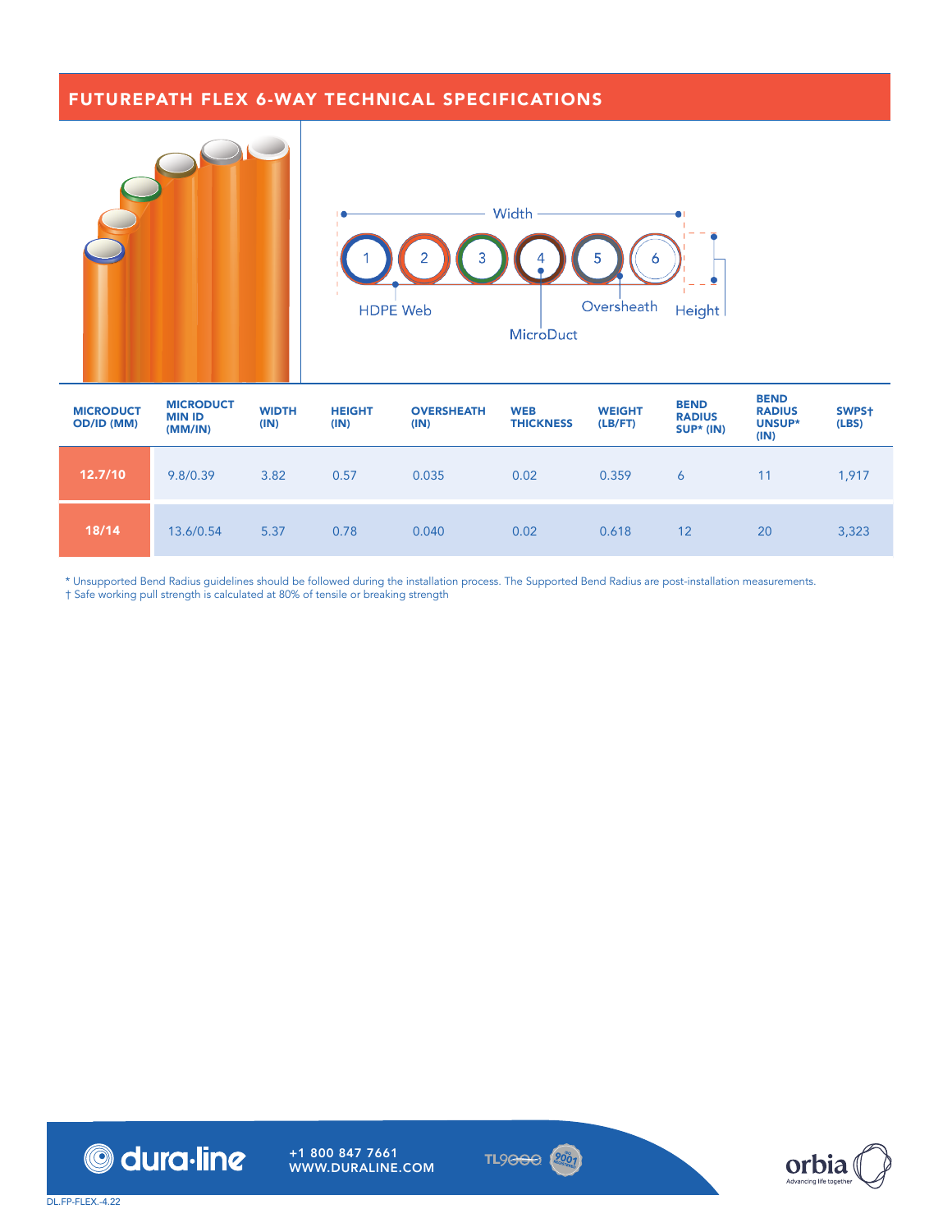## FUTUREPATH FLEX 6-WAY TECHNICAL SPECIFICATIONS

Width

1 2 3 4 5 6

HDPE Web

MicroDuct

Oversheath

Height

| MICRODUCT OD/ID (MM) | MICRODUCT MIN ID (MM/IN) | WIDTH (IN) | HEIGHT (IN) | OVERSHEATH (IN) | WEB THICKNESS | WEIGHT (LB/FT) | BEND RADIUS SUP* (IN) | BEND RADIUS UNSUP* (IN) | SWPS† (LBS) |
|---|---|---|---|---|---|---|---|---|---|
| **12.7/10** | 9.8/0.39 | 3.82 | 0.57 | 0.035 | 0.02 | 0.359 | 6 | 11 | 1,917 |
| **18/14** | 13.6/0.54 | 5.37 | 0.78 | 0.040 | 0.02 | 0.618 | 12 | 20 | 3,323 |

* Unsupported Bend Radius guidelines should be followed during the installation process. The Supported Bend Radius are post-installation measurements.
† Safe working pull strength is calculated at 80% of tensile or breaking strength

dura·line

+1 800 847 7661
WWW.DURALINE.COM

TL9000 ISO 9001

orbia
Advancing life together

DL.FP-FLEX.-4.22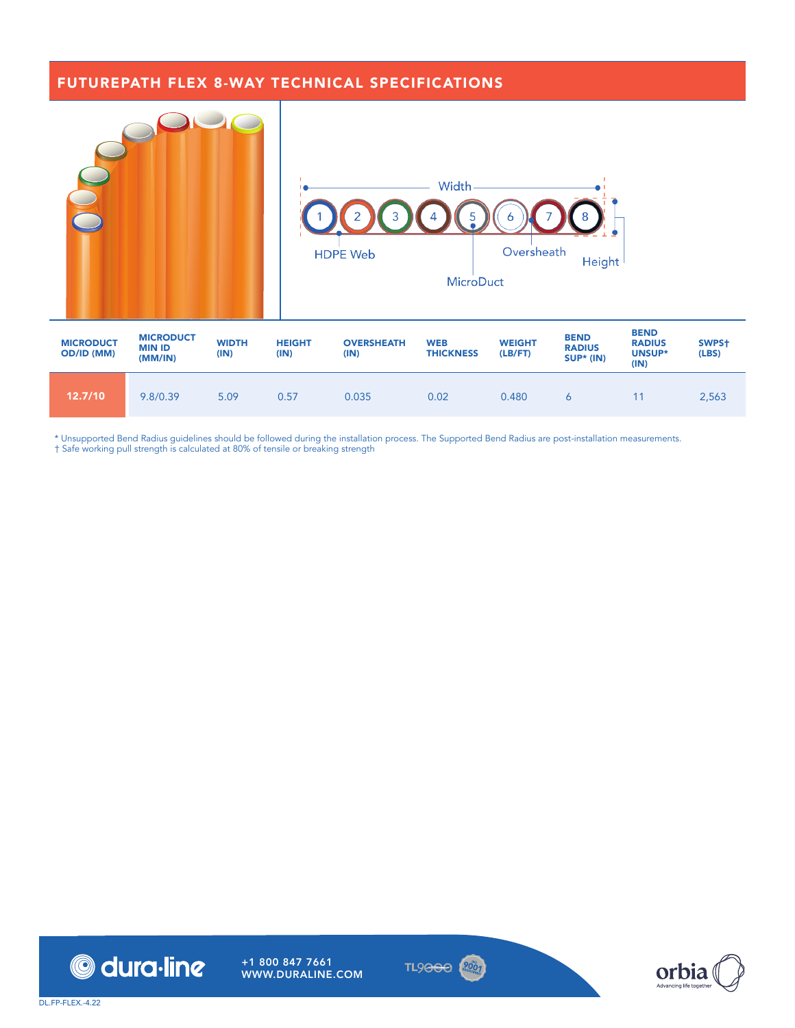## FUTUREPATH FLEX 8-WAY TECHNICAL SPECIFICATIONS

Width

HDPE Web

MicroDuct

Oversheath

Height

| MICRODUCT OD/ID (MM) | MICRODUCT MIN ID (MM/IN) | WIDTH (IN) | HEIGHT (IN) | OVERSHEATH (IN) | WEB THICKNESS | WEIGHT (LB/FT) | BEND RADIUS SUP* (IN) | BEND RADIUS UNSUP* (IN) | SWPS† (LBS) |
|---|---|---|---|---|---|---|---|---|---|
| **12.7/10** | 9.8/0.39 | 5.09 | 0.57 | 0.035 | 0.02 | 0.480 | 6 | 11 | 2,563 |

* Unsupported Bend Radius guidelines should be followed during the installation process. The Supported Bend Radius are post-installation measurements.
† Safe working pull strength is calculated at 80% of tensile or breaking strength

dura·line

+1 800 847 7661
WWW.DURALINE.COM

TL9000

orbia
Advancing life together

DL.FP-FLEX.-4.22